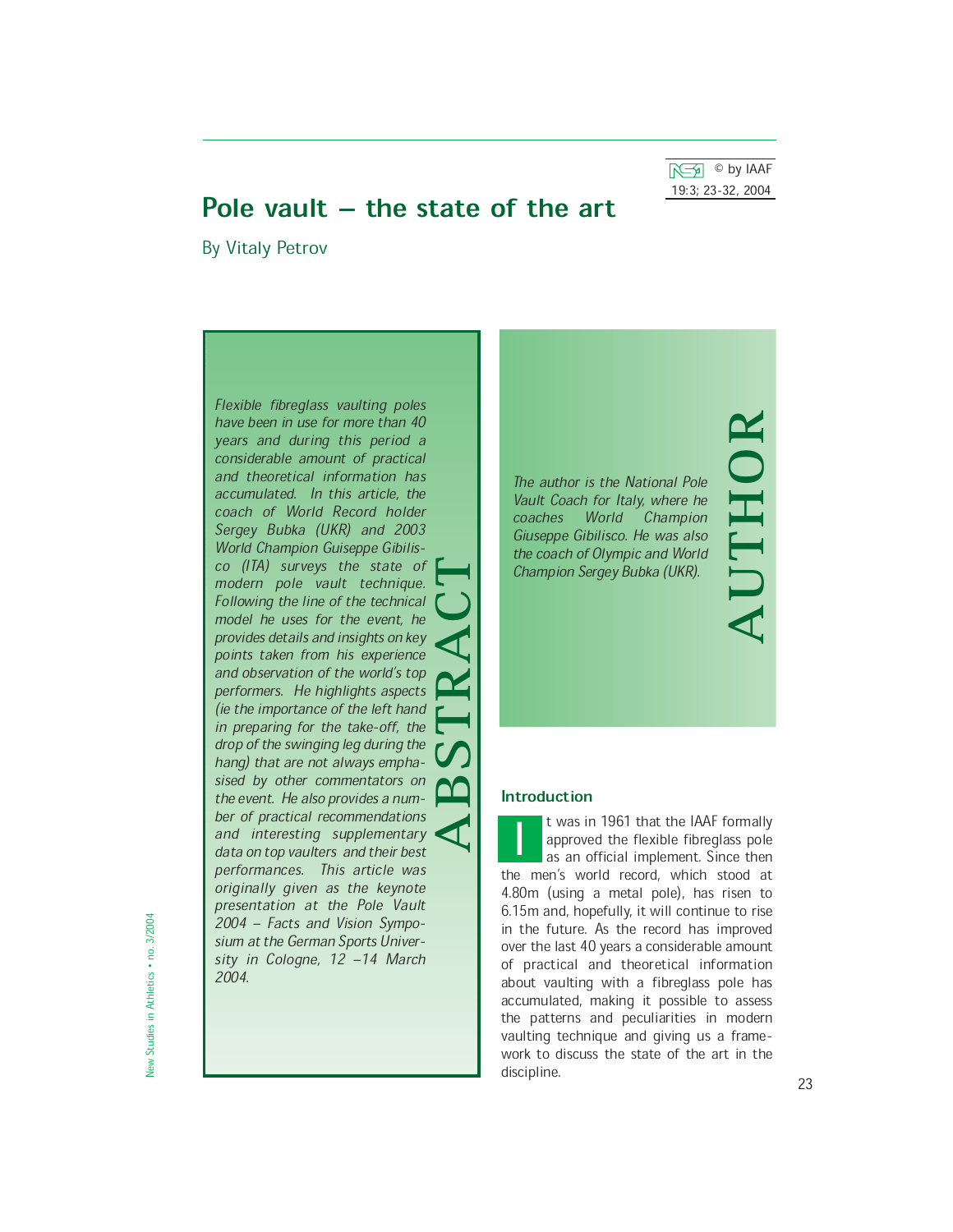# Pole vault – the state of the art

By Vitaly Petrov

## ABSTRACT

*Flexible fibreglass vaulting poles have been in use for more than 40 years and during this period a considerable amount of practical and theoretical information has accumulated. In this article, the coach of World Record holder Sergey Bubka (UKR) and 2003 World Champion Guiseppe Gibilisco (ITA) surveys the state of modern pole vault technique. Following the line of the technical model he uses for the event, he provides details and insights on key points taken from his experience and observation of the world's top performers. He highlights aspects (ie the importance of the left hand in preparing for the take-off, the drop of the swinging leg during the hang) that are not always emphasised by other commentators on the event. He also provides a number of practical recommendations and interesting supplementary data on top vaulters and their best performances. This article was originally given as the keynote presentation at the Pole Vault 2004 – Facts and Vision Symposium at the German Sports University in Cologne, 12 –14 March 2004.*

## AUTHOR

*The author is the National Pole Vault Coach for Italy, where he coaches World Champion Giuseppe Gibilisco. He was also the coach of Olympic and World Champion Sergey Bubka (UKR).*

## Introduction

It was in 1961 that the IAAF formally approved the flexible fibreglass pole as an official implement. Since then the men's world record, which stood at 4.80m (using a metal pole), has risen to 6.15m and, hopefully, it will continue to rise in the future. As the record has improved over the last 40 years a considerable amount of practical and theoretical information about vaulting with a fibreglass pole has accumulated, making it possible to assess the patterns and peculiarities in modern vaulting technique and giving us a framework to discuss the state of the art in the discipline.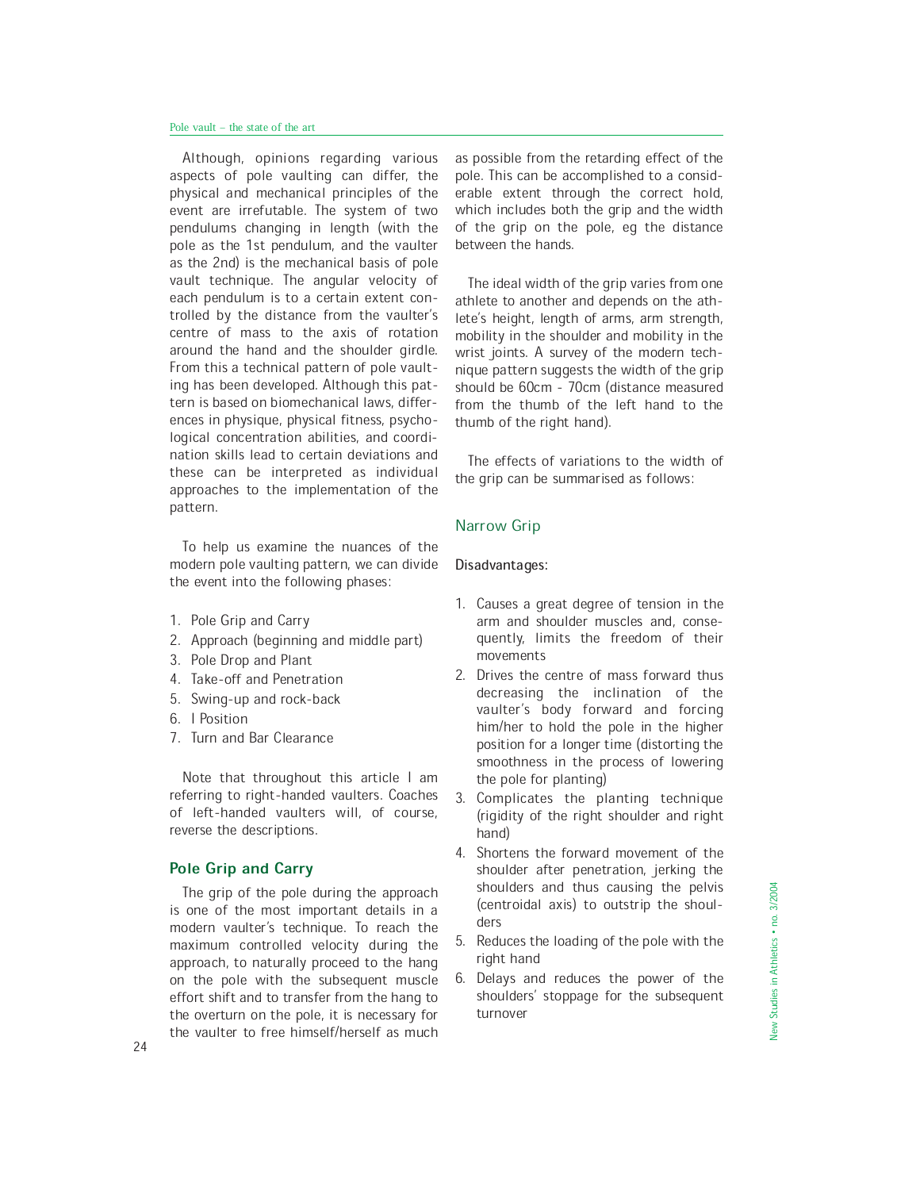Although, opinions regarding various aspects of pole vaulting can differ, the physical and mechanical principles of the event are irrefutable. The system of two pendulums changing in length (with the pole as the 1st pendulum, and the vaulter as the 2nd) is the mechanical basis of pole vault technique. The angular velocity of each pendulum is to a certain extent controlled by the distance from the vaulter's centre of mass to the axis of rotation around the hand and the shoulder girdle. From this a technical pattern of pole vaulting has been developed. Although this pattern is based on biomechanical laws, differences in physique, physical fitness, psychological concentration abilities, and coordination skills lead to certain deviations and these can be interpreted as individual approaches to the implementation of the pattern.

To help us examine the nuances of the modern pole vaulting pattern, we can divide the event into the following phases:

1. Pole Grip and Carry
2. Approach (beginning and middle part)
3. Pole Drop and Plant
4. Take-off and Penetration
5. Swing-up and rock-back
6. I Position
7. Turn and Bar Clearance

Note that throughout this article I am referring to right-handed vaulters. Coaches of left-handed vaulters will, of course, reverse the descriptions.

## Pole Grip and Carry

The grip of the pole during the approach is one of the most important details in a modern vaulter's technique. To reach the maximum controlled velocity during the approach, to naturally proceed to the hang on the pole with the subsequent muscle effort shift and to transfer from the hang to the overturn on the pole, it is necessary for the vaulter to free himself/herself as much as possible from the retarding effect of the pole. This can be accomplished to a considerable extent through the correct hold, which includes both the grip and the width of the grip on the pole, eg the distance between the hands.

The ideal width of the grip varies from one athlete to another and depends on the athlete's height, length of arms, arm strength, mobility in the shoulder and mobility in the wrist joints. A survey of the modern technique pattern suggests the width of the grip should be 60cm - 70cm (distance measured from the thumb of the left hand to the thumb of the right hand).

The effects of variations to the width of the grip can be summarised as follows:

### Narrow Grip

Disadvantages:

1. Causes a great degree of tension in the arm and shoulder muscles and, consequently, limits the freedom of their movements
2. Drives the centre of mass forward thus decreasing the inclination of the vaulter's body forward and forcing him/her to hold the pole in the higher position for a longer time (distorting the smoothness in the process of lowering the pole for planting)
3. Complicates the planting technique (rigidity of the right shoulder and right hand)
4. Shortens the forward movement of the shoulder after penetration, jerking the shoulders and thus causing the pelvis (centroidal axis) to outstrip the shoulders
5. Reduces the loading of the pole with the right hand
6. Delays and reduces the power of the shoulders' stoppage for the subsequent turnover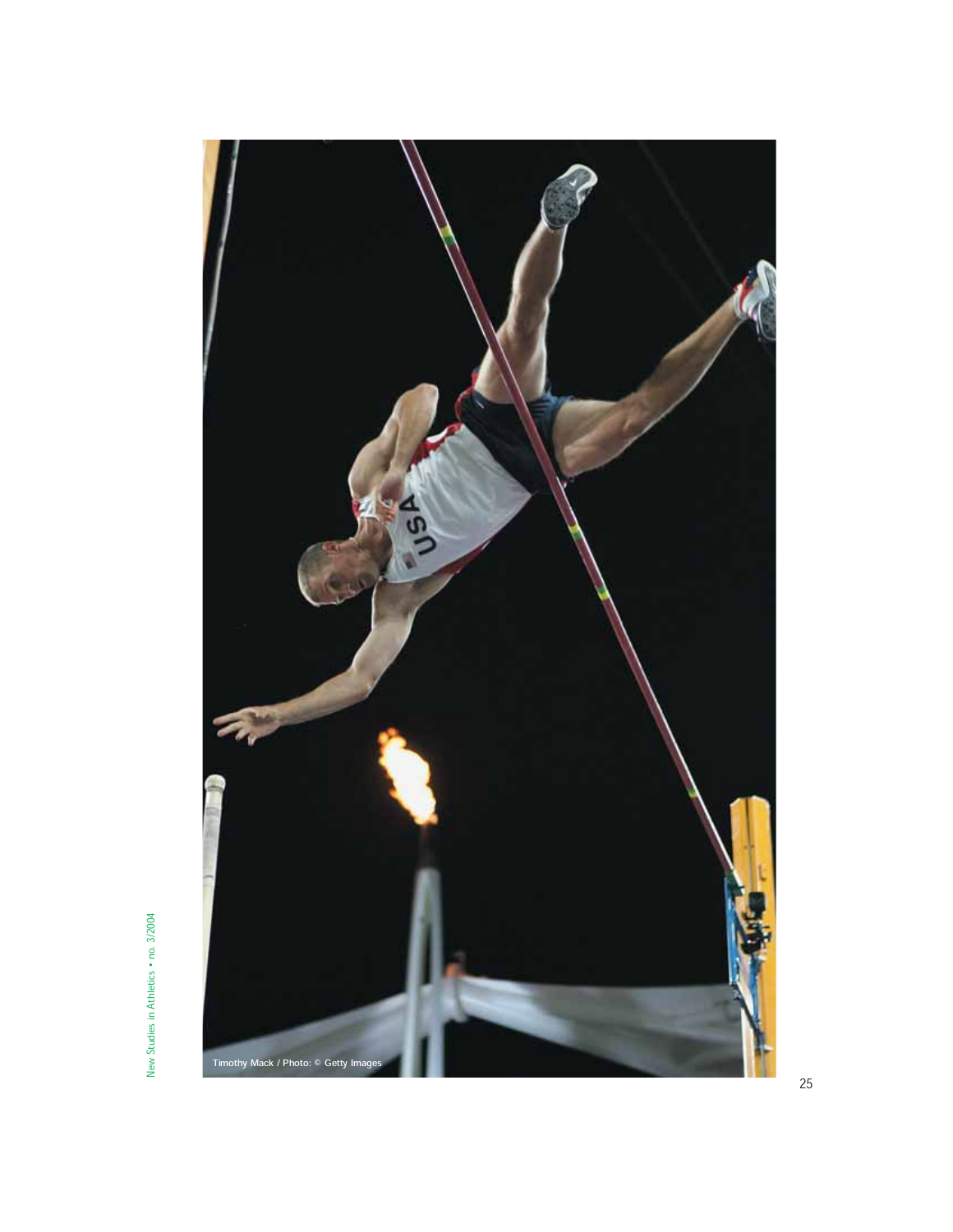Timothy Mack / Photo: © Getty Images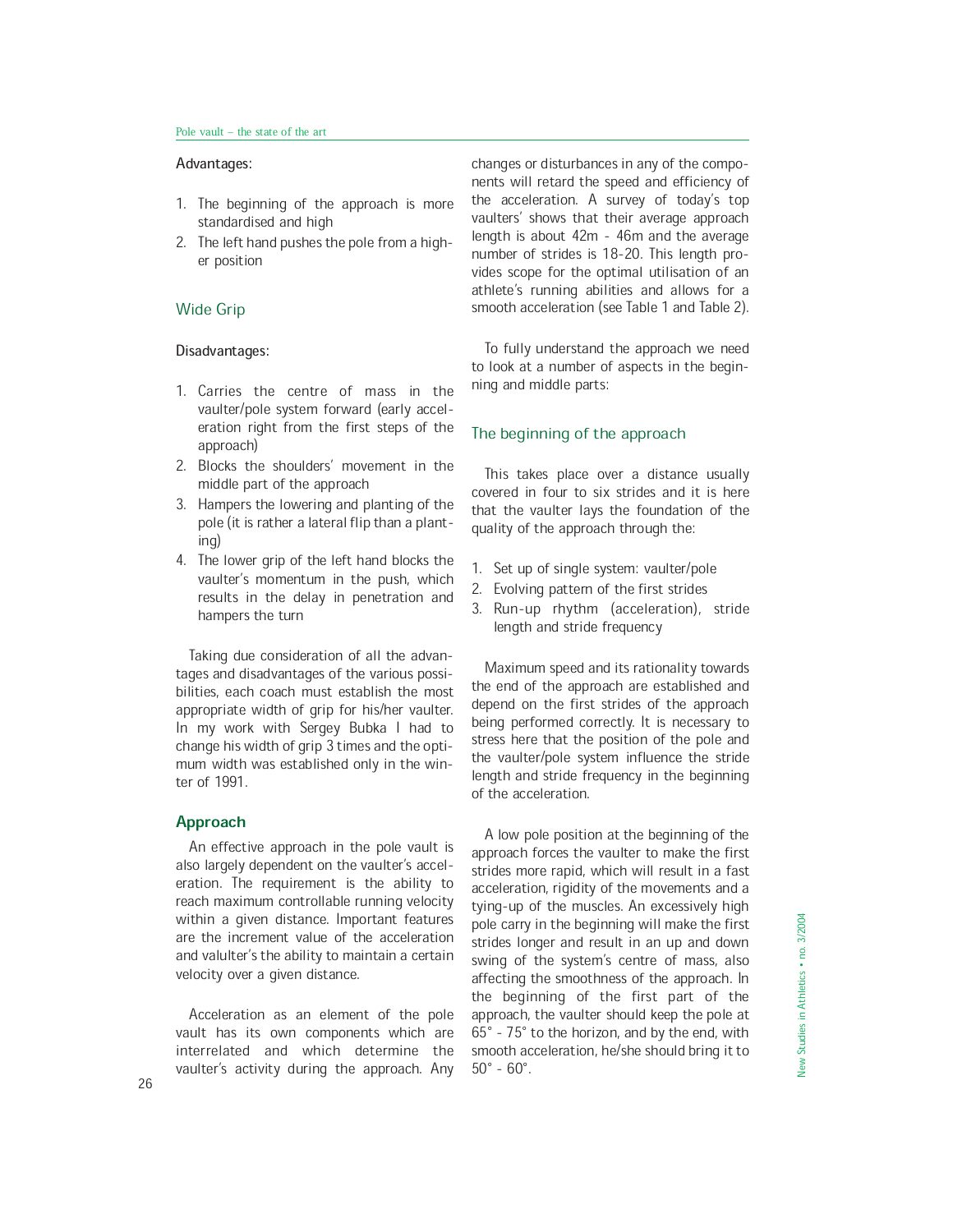Advantages:

1. The beginning of the approach is more standardised and high
2. The left hand pushes the pole from a higher position

### Wide Grip

Disadvantages:

1. Carries the centre of mass in the vaulter/pole system forward (early acceleration right from the first steps of the approach)
2. Blocks the shoulders' movement in the middle part of the approach
3. Hampers the lowering and planting of the pole (it is rather a lateral flip than a planting)
4. The lower grip of the left hand blocks the vaulter's momentum in the push, which results in the delay in penetration and hampers the turn

Taking due consideration of all the advantages and disadvantages of the various possibilities, each coach must establish the most appropriate width of grip for his/her vaulter. In my work with Sergey Bubka I had to change his width of grip 3 times and the optimum width was established only in the winter of 1991.

## Approach

An effective approach in the pole vault is also largely dependent on the vaulter's acceleration. The requirement is the ability to reach maximum controllable running velocity within a given distance. Important features are the increment value of the acceleration and valulter's the ability to maintain a certain velocity over a given distance.

Acceleration as an element of the pole vault has its own components which are interrelated and which determine the vaulter's activity during the approach. Any changes or disturbances in any of the components will retard the speed and efficiency of the acceleration. A survey of today's top vaulters' shows that their average approach length is about 42m - 46m and the average number of strides is 18-20. This length provides scope for the optimal utilisation of an athlete's running abilities and allows for a smooth acceleration (see Table 1 and Table 2).

To fully understand the approach we need to look at a number of aspects in the beginning and middle parts:

### The beginning of the approach

This takes place over a distance usually covered in four to six strides and it is here that the vaulter lays the foundation of the quality of the approach through the:

1. Set up of single system: vaulter/pole
2. Evolving pattern of the first strides
3. Run-up rhythm (acceleration), stride length and stride frequency

Maximum speed and its rationality towards the end of the approach are established and depend on the first strides of the approach being performed correctly. It is necessary to stress here that the position of the pole and the vaulter/pole system influence the stride length and stride frequency in the beginning of the acceleration.

A low pole position at the beginning of the approach forces the vaulter to make the first strides more rapid, which will result in a fast acceleration, rigidity of the movements and a tying-up of the muscles. An excessively high pole carry in the beginning will make the first strides longer and result in an up and down swing of the system's centre of mass, also affecting the smoothness of the approach. In the beginning of the first part of the approach, the vaulter should keep the pole at 65° - 75° to the horizon, and by the end, with smooth acceleration, he/she should bring it to 50° - 60°.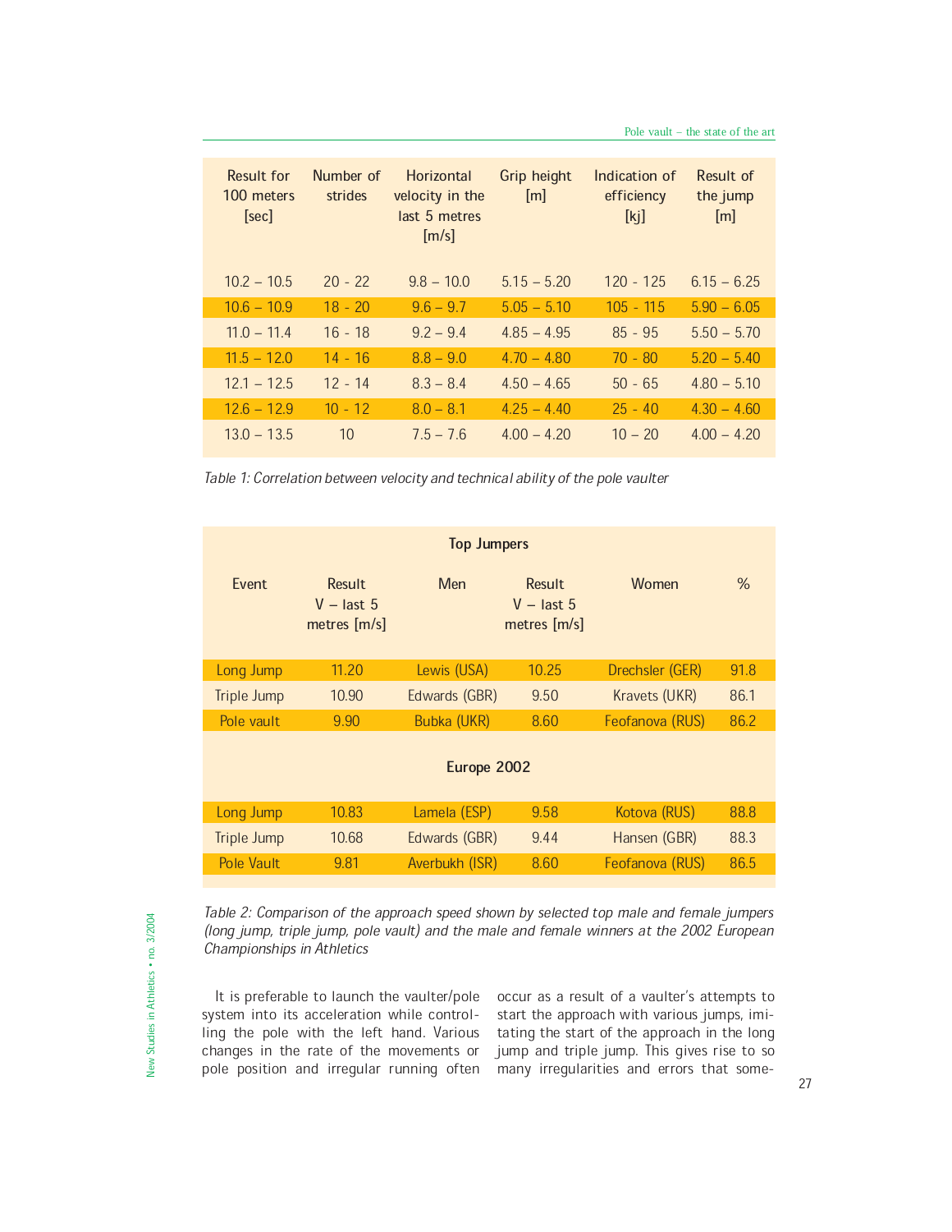| Result for 100 meters [sec] | Number of strides | Horizontal velocity in the last 5 metres [m/s] | Grip height [m] | Indication of efficiency [kj] | Result of the jump [m] |
|---|---|---|---|---|---|
| 10.2 – 10.5 | 20 - 22 | 9.8 – 10.0 | 5.15 – 5.20 | 120 - 125 | 6.15 – 6.25 |
| 10.6 – 10.9 | 18 - 20 | 9.6 – 9.7 | 5.05 – 5.10 | 105 - 115 | 5.90 – 6.05 |
| 11.0 – 11.4 | 16 - 18 | 9.2 – 9.4 | 4.85 – 4.95 | 85 - 95 | 5.50 – 5.70 |
| 11.5 – 12.0 | 14 - 16 | 8.8 – 9.0 | 4.70 – 4.80 | 70 - 80 | 5.20 – 5.40 |
| 12.1 – 12.5 | 12 - 14 | 8.3 – 8.4 | 4.50 – 4.65 | 50 - 65 | 4.80 – 5.10 |
| 12.6 – 12.9 | 10 - 12 | 8.0 – 8.1 | 4.25 – 4.40 | 25 - 40 | 4.30 – 4.60 |
| 13.0 – 13.5 | 10 | 7.5 – 7.6 | 4.00 – 4.20 | 10 – 20 | 4.00 – 4.20 |

*Table 1: Correlation between velocity and technical ability of the pole vaulter*

| Event | Result V – last 5 metres [m/s] | Men | Result V – last 5 metres [m/s] | Women | % |
|---|---|---|---|---|---|
| **Top Jumpers** | | | | | |
| Long Jump | 11.20 | Lewis (USA) | 10.25 | Drechsler (GER) | 91.8 |
| Triple Jump | 10.90 | Edwards (GBR) | 9.50 | Kravets (UKR) | 86.1 |
| Pole vault | 9.90 | Bubka (UKR) | 8.60 | Feofanova (RUS) | 86.2 |
| **Europe 2002** | | | | | |
| Long Jump | 10.83 | Lamela (ESP) | 9.58 | Kotova (RUS) | 88.8 |
| Triple Jump | 10.68 | Edwards (GBR) | 9.44 | Hansen (GBR) | 88.3 |
| Pole Vault | 9.81 | Averbukh (ISR) | 8.60 | Feofanova (RUS) | 86.5 |

*Table 2: Comparison of the approach speed shown by selected top male and female jumpers (long jump, triple jump, pole vault) and the male and female winners at the 2002 European Championships in Athletics*

It is preferable to launch the vaulter/pole system into its acceleration while controlling the pole with the left hand. Various changes in the rate of the movements or pole position and irregular running often occur as a result of a vaulter's attempts to start the approach with various jumps, imitating the start of the approach in the long jump and triple jump. This gives rise to so many irregularities and errors that some-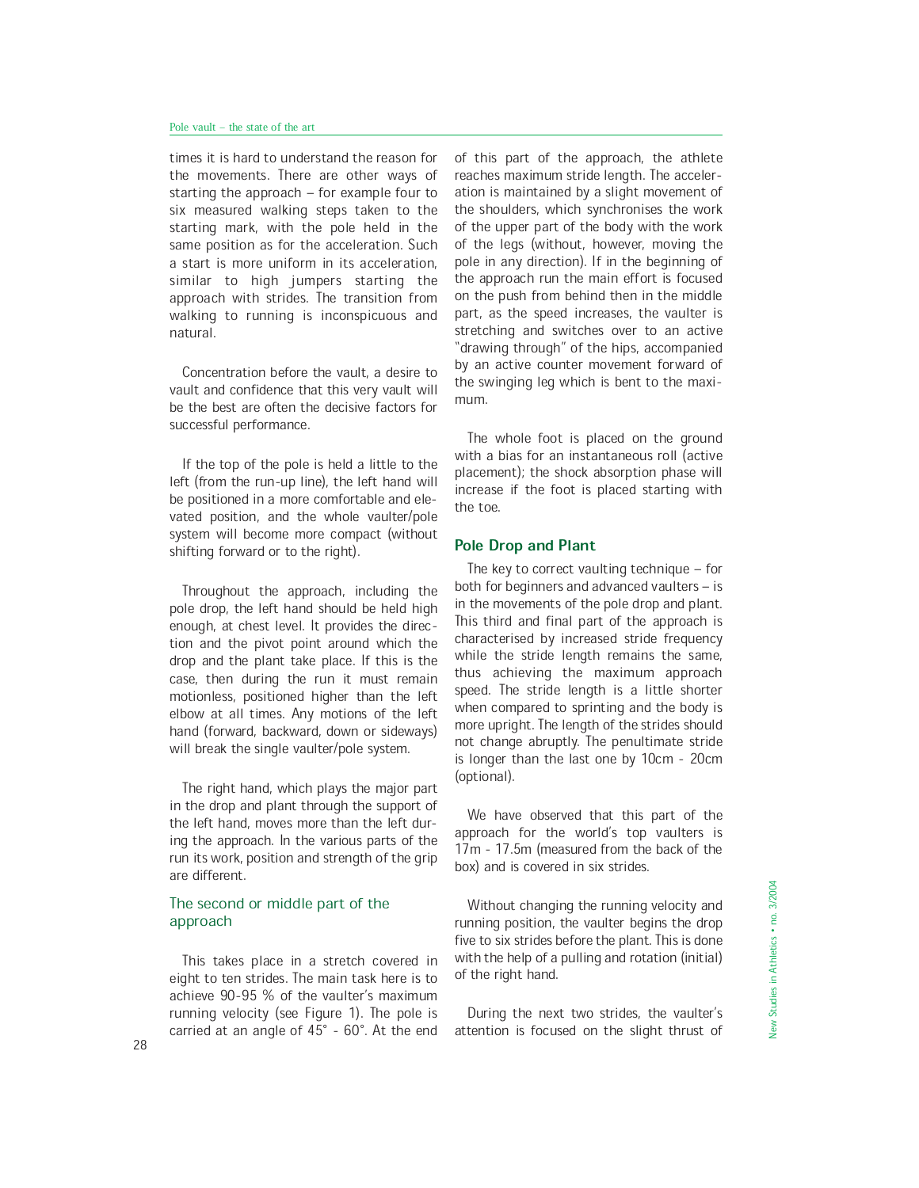times it is hard to understand the reason for the movements. There are other ways of starting the approach – for example four to six measured walking steps taken to the starting mark, with the pole held in the same position as for the acceleration. Such a start is more uniform in its acceleration, similar to high jumpers starting the approach with strides. The transition from walking to running is inconspicuous and natural.

Concentration before the vault, a desire to vault and confidence that this very vault will be the best are often the decisive factors for successful performance.

If the top of the pole is held a little to the left (from the run-up line), the left hand will be positioned in a more comfortable and elevated position, and the whole vaulter/pole system will become more compact (without shifting forward or to the right).

Throughout the approach, including the pole drop, the left hand should be held high enough, at chest level. It provides the direction and the pivot point around which the drop and the plant take place. If this is the case, then during the run it must remain motionless, positioned higher than the left elbow at all times. Any motions of the left hand (forward, backward, down or sideways) will break the single vaulter/pole system.

The right hand, which plays the major part in the drop and plant through the support of the left hand, moves more than the left during the approach. In the various parts of the run its work, position and strength of the grip are different.

### The second or middle part of the approach

This takes place in a stretch covered in eight to ten strides. The main task here is to achieve 90-95 % of the vaulter's maximum running velocity (see Figure 1). The pole is carried at an angle of 45° - 60°. At the end of this part of the approach, the athlete reaches maximum stride length. The acceleration is maintained by a slight movement of the shoulders, which synchronises the work of the upper part of the body with the work of the legs (without, however, moving the pole in any direction). If in the beginning of the approach run the main effort is focused on the push from behind then in the middle part, as the speed increases, the vaulter is stretching and switches over to an active "drawing through" of the hips, accompanied by an active counter movement forward of the swinging leg which is bent to the maximum.

The whole foot is placed on the ground with a bias for an instantaneous roll (active placement); the shock absorption phase will increase if the foot is placed starting with the toe.

## Pole Drop and Plant

The key to correct vaulting technique – for both for beginners and advanced vaulters – is in the movements of the pole drop and plant. This third and final part of the approach is characterised by increased stride frequency while the stride length remains the same, thus achieving the maximum approach speed. The stride length is a little shorter when compared to sprinting and the body is more upright. The length of the strides should not change abruptly. The penultimate stride is longer than the last one by 10cm - 20cm (optional).

We have observed that this part of the approach for the world's top vaulters is 17m - 17.5m (measured from the back of the box) and is covered in six strides.

Without changing the running velocity and running position, the vaulter begins the drop five to six strides before the plant. This is done with the help of a pulling and rotation (initial) of the right hand.

During the next two strides, the vaulter's attention is focused on the slight thrust of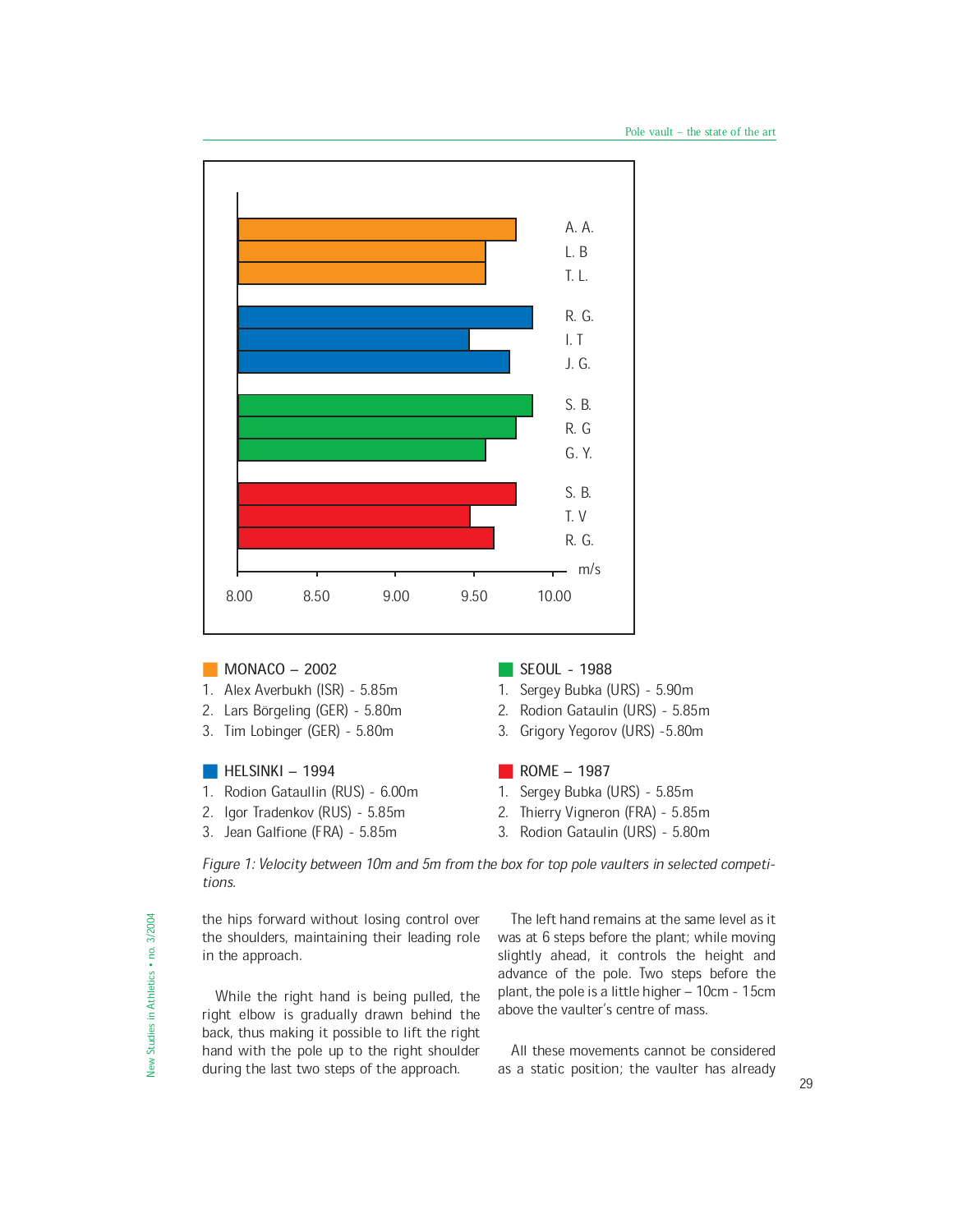MONACO – 2002

1. Alex Averbukh (ISR) - 5.85m
2. Lars Börgeling (GER) - 5.80m
3. Tim Lobinger (GER) - 5.80m

HELSINKI – 1994

1. Rodion Gataullin (RUS) - 6.00m
2. Igor Tradenkov (RUS) - 5.85m
3. Jean Galfione (FRA) - 5.85m

SEOUL - 1988

1. Sergey Bubka (URS) - 5.90m
2. Rodion Gataulin (URS) - 5.85m
3. Grigory Yegorov (URS) -5.80m

ROME – 1987

1. Sergey Bubka (URS) - 5.85m
2. Thierry Vigneron (FRA) - 5.85m
3. Rodion Gataulin (URS) - 5.80m

*Figure 1: Velocity between 10m and 5m from the box for top pole vaulters in selected competitions.*

the hips forward without losing control over the shoulders, maintaining their leading role in the approach.

While the right hand is being pulled, the right elbow is gradually drawn behind the back, thus making it possible to lift the right hand with the pole up to the right shoulder during the last two steps of the approach.

The left hand remains at the same level as it was at 6 steps before the plant; while moving slightly ahead, it controls the height and advance of the pole. Two steps before the plant, the pole is a little higher – 10cm - 15cm above the vaulter's centre of mass.

All these movements cannot be considered as a static position; the vaulter has already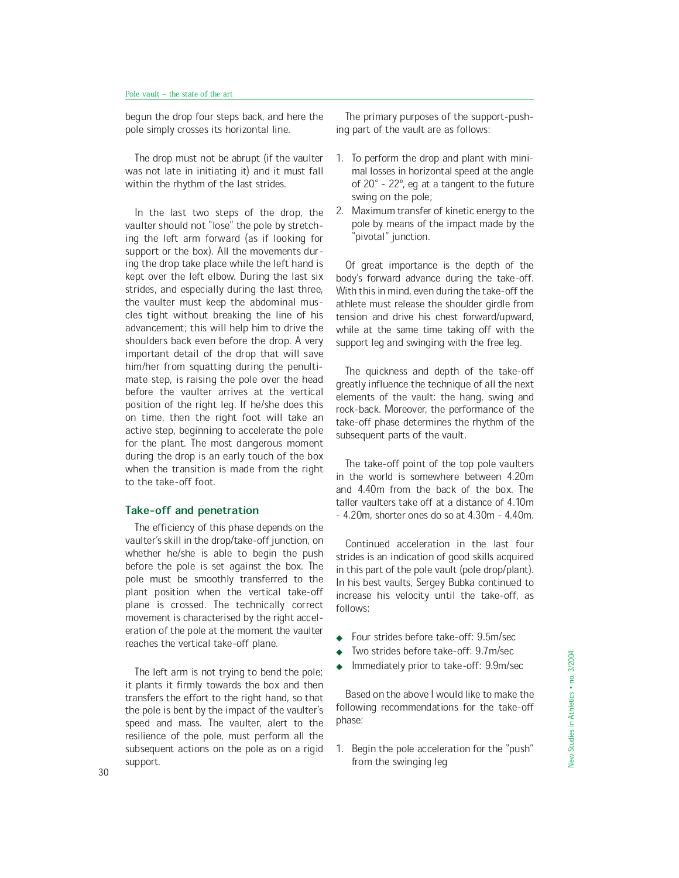begun the drop four steps back, and here the pole simply crosses its horizontal line.

The drop must not be abrupt (if the vaulter was not late in initiating it) and it must fall within the rhythm of the last strides.

In the last two steps of the drop, the vaulter should not "lose" the pole by stretching the left arm forward (as if looking for support or the box). All the movements during the drop take place while the left hand is kept over the left elbow. During the last six strides, and especially during the last three, the vaulter must keep the abdominal muscles tight without breaking the line of his advancement; this will help him to drive the shoulders back even before the drop. A very important detail of the drop that will save him/her from squatting during the penultimate step, is raising the pole over the head before the vaulter arrives at the vertical position of the right leg. If he/she does this on time, then the right foot will take an active step, beginning to accelerate the pole for the plant. The most dangerous moment during the drop is an early touch of the box when the transition is made from the right to the take-off foot.

## Take-off and penetration

The efficiency of this phase depends on the vaulter's skill in the drop/take-off junction, on whether he/she is able to begin the push before the pole is set against the box. The pole must be smoothly transferred to the plant position when the vertical take-off plane is crossed. The technically correct movement is characterised by the right acceleration of the pole at the moment the vaulter reaches the vertical take-off plane.

The left arm is not trying to bend the pole; it plants it firmly towards the box and then transfers the effort to the right hand, so that the pole is bent by the impact of the vaulter's speed and mass. The vaulter, alert to the resilience of the pole, must perform all the subsequent actions on the pole as on a rigid support.

The primary purposes of the support-pushing part of the vault are as follows:

1. To perform the drop and plant with minimal losses in horizontal speed at the angle of 20° - 22°, eg at a tangent to the future swing on the pole;
2. Maximum transfer of kinetic energy to the pole by means of the impact made by the "pivotal" junction.

Of great importance is the depth of the body's forward advance during the take-off. With this in mind, even during the take-off the athlete must release the shoulder girdle from tension and drive his chest forward/upward, while at the same time taking off with the support leg and swinging with the free leg.

The quickness and depth of the take-off greatly influence the technique of all the next elements of the vault: the hang, swing and rock-back. Moreover, the performance of the take-off phase determines the rhythm of the subsequent parts of the vault.

The take-off point of the top pole vaulters in the world is somewhere between 4.20m and 4.40m from the back of the box. The taller vaulters take off at a distance of 4.10m - 4.20m, shorter ones do so at 4.30m - 4.40m.

Continued acceleration in the last four strides is an indication of good skills acquired in this part of the pole vault (pole drop/plant). In his best vaults, Sergey Bubka continued to increase his velocity until the take-off, as follows:

- Four strides before take-off: 9.5m/sec
- Two strides before take-off: 9.7m/sec
- Immediately prior to take-off: 9.9m/sec

Based on the above I would like to make the following recommendations for the take-off phase:

1. Begin the pole acceleration for the "push" from the swinging leg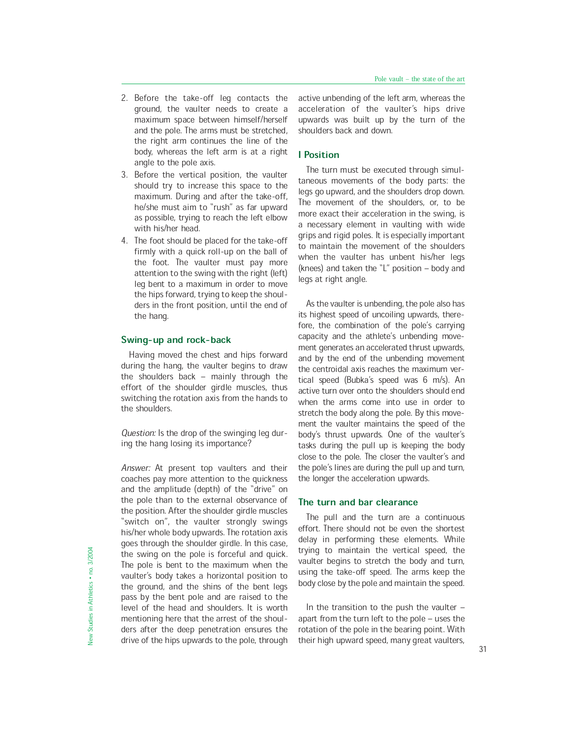2. Before the take-off leg contacts the ground, the vaulter needs to create a maximum space between himself/herself and the pole. The arms must be stretched, the right arm continues the line of the body, whereas the left arm is at a right angle to the pole axis.
3. Before the vertical position, the vaulter should try to increase this space to the maximum. During and after the take-off, he/she must aim to "rush" as far upward as possible, trying to reach the left elbow with his/her head.
4. The foot should be placed for the take-off firmly with a quick roll-up on the ball of the foot. The vaulter must pay more attention to the swing with the right (left) leg bent to a maximum in order to move the hips forward, trying to keep the shoulders in the front position, until the end of the hang.

### Swing-up and rock-back

Having moved the chest and hips forward during the hang, the vaulter begins to draw the shoulders back – mainly through the effort of the shoulder girdle muscles, thus switching the rotation axis from the hands to the shoulders.

*Question:* Is the drop of the swinging leg during the hang losing its importance?

*Answer:* At present top vaulters and their coaches pay more attention to the quickness and the amplitude (depth) of the "drive" on the pole than to the external observance of the position. After the shoulder girdle muscles "switch on", the vaulter strongly swings his/her whole body upwards. The rotation axis goes through the shoulder girdle. In this case, the swing on the pole is forceful and quick. The pole is bent to the maximum when the vaulter's body takes a horizontal position to the ground, and the shins of the bent legs pass by the bent pole and are raised to the level of the head and shoulders. It is worth mentioning here that the arrest of the shoulders after the deep penetration ensures the drive of the hips upwards to the pole, through active unbending of the left arm, whereas the acceleration of the vaulter's hips drive upwards was built up by the turn of the shoulders back and down.

### I Position

The turn must be executed through simultaneous movements of the body parts: the legs go upward, and the shoulders drop down. The movement of the shoulders, or, to be more exact their acceleration in the swing, is a necessary element in vaulting with wide grips and rigid poles. It is especially important to maintain the movement of the shoulders when the vaulter has unbent his/her legs (knees) and taken the "L" position – body and legs at right angle.

As the vaulter is unbending, the pole also has its highest speed of uncoiling upwards, therefore, the combination of the pole's carrying capacity and the athlete's unbending movement generates an accelerated thrust upwards, and by the end of the unbending movement the centroidal axis reaches the maximum vertical speed (Bubka's speed was 6 m/s). An active turn over onto the shoulders should end when the arms come into use in order to stretch the body along the pole. By this movement the vaulter maintains the speed of the body's thrust upwards. One of the vaulter's tasks during the pull up is keeping the body close to the pole. The closer the vaulter's and the pole's lines are during the pull up and turn, the longer the acceleration upwards.

### The turn and bar clearance

The pull and the turn are a continuous effort. There should not be even the shortest delay in performing these elements. While trying to maintain the vertical speed, the vaulter begins to stretch the body and turn, using the take-off speed. The arms keep the body close by the pole and maintain the speed.

In the transition to the push the vaulter – apart from the turn left to the pole – uses the rotation of the pole in the bearing point. With their high upward speed, many great vaulters,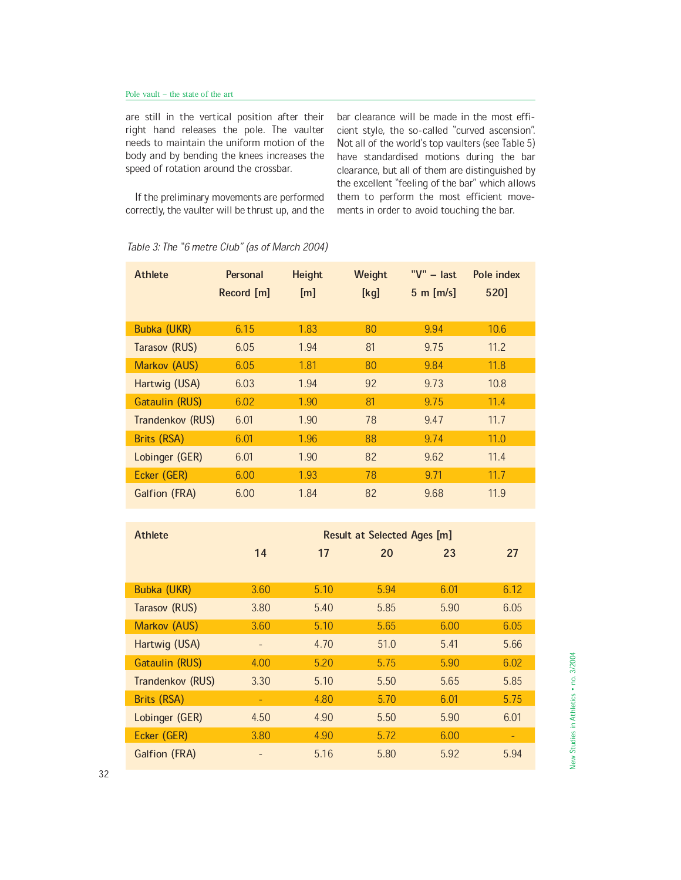are still in the vertical position after their right hand releases the pole. The vaulter needs to maintain the uniform motion of the body and by bending the knees increases the speed of rotation around the crossbar.

If the preliminary movements are performed correctly, the vaulter will be thrust up, and the bar clearance will be made in the most efficient style, the so-called "curved ascension". Not all of the world's top vaulters (see Table 5) have standardised motions during the bar clearance, but all of them are distinguished by the excellent "feeling of the bar" which allows them to perform the most efficient movements in order to avoid touching the bar.

*Table 3: The "6 metre Club" (as of March 2004)*

| Athlete | Personal Record [m] | Height [m] | Weight [kg] | "V" – last 5 m [m/s] | Pole index 520] |
|---|---|---|---|---|---|
| Bubka (UKR) | 6.15 | 1.83 | 80 | 9.94 | 10.6 |
| Tarasov (RUS) | 6.05 | 1.94 | 81 | 9.75 | 11.2 |
| Markov (AUS) | 6.05 | 1.81 | 80 | 9.84 | 11.8 |
| Hartwig (USA) | 6.03 | 1.94 | 92 | 9.73 | 10.8 |
| Gataulin (RUS) | 6.02 | 1.90 | 81 | 9.75 | 11.4 |
| Trandenkov (RUS) | 6.01 | 1.90 | 78 | 9.47 | 11.7 |
| Brits (RSA) | 6.01 | 1.96 | 88 | 9.74 | 11.0 |
| Lobinger (GER) | 6.01 | 1.90 | 82 | 9.62 | 11.4 |
| Ecker (GER) | 6.00 | 1.93 | 78 | 9.71 | 11.7 |
| Galfion (FRA) | 6.00 | 1.84 | 82 | 9.68 | 11.9 |

| Athlete | Result at Selected Ages [m] | | | | |
|---|---|---|---|---|---|
| | 14 | 17 | 20 | 23 | 27 |
| Bubka (UKR) | 3.60 | 5.10 | 5.94 | 6.01 | 6.12 |
| Tarasov (RUS) | 3.80 | 5.40 | 5.85 | 5.90 | 6.05 |
| Markov (AUS) | 3.60 | 5.10 | 5.65 | 6.00 | 6.05 |
| Hartwig (USA) | - | 4.70 | 51.0 | 5.41 | 5.66 |
| Gataulin (RUS) | 4.00 | 5.20 | 5.75 | 5.90 | 6.02 |
| Trandenkov (RUS) | 3.30 | 5.10 | 5.50 | 5.65 | 5.85 |
| Brits (RSA) | - | 4.80 | 5.70 | 6.01 | 5.75 |
| Lobinger (GER) | 4.50 | 4.90 | 5.50 | 5.90 | 6.01 |
| Ecker (GER) | 3.80 | 4.90 | 5.72 | 6.00 | - |
| Galfion (FRA) | - | 5.16 | 5.80 | 5.92 | 5.94 |